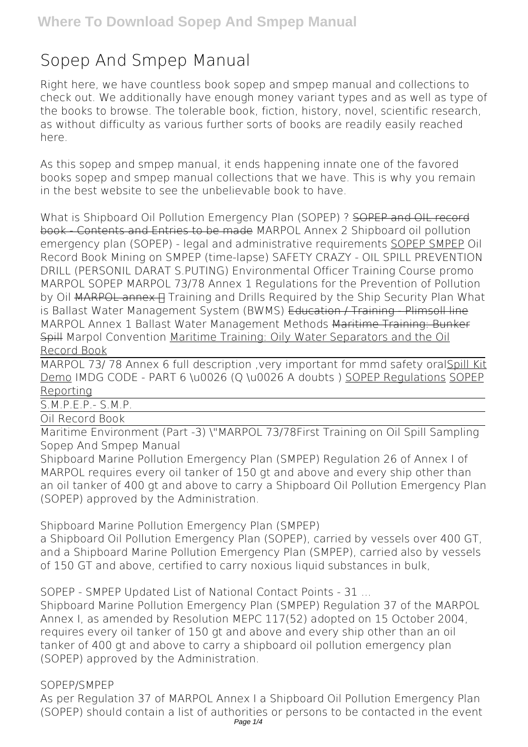# Sopep And Smpep Manual

Right here, we have countless book sopep and smpep manual and collections to check out. We additionally have enough money variant types and as well as type of the books to browse. The tolerable book, fiction, history, novel, scientific research, as without difficulty as various further sorts of books are readily easily reached here.

As this sopep and smpep manual, it ends happening innate one of the favored books sopep and smpep manual collections that we have. This is why you remain in the best website to see the unbelievable book to have.

*What is Shipboard Oil Pollution Emergency Plan (SOPEP) ?* ~~SOPEP and OIL record book - Contents and Entries to be made~~ *MARPOL Annex 2 Shipboard oil pollution emergency plan (SOPEP) - legal and administrative requirements* SOPEP SMPEP *Oil Record Book* *Mining on SMPEP (time-lapse)* *SAFETY CRAZY - OIL SPILL PREVENTION DRILL (PERSONIL DARAT S.PUTING)* *Environmental Officer Training Course promo* *MARPOL SOPEP* *MARPOL 73/78 Annex 1 Regulations for the Prevention of Pollution by Oil* ~~MARPOL annex Ⅱ~~ *Training and Drills Required by the Ship Security Plan* *What is Ballast Water Management System (BWMS)* ~~Education / Training - Plimsoll line~~ *MARPOL Annex 1* *Ballast Water Management Methods* ~~Maritime Training: Bunker Spill~~ *Marpol Convention* Maritime Training: Oily Water Separators and the Oil Record Book

MARPOL 73/ 78 Annex 6 full description ,very important for mmd safety oral Spill Kit Demo *IMDG CODE - PART 6 \u0026 (Q \u0026 A doubts )* SOPEP Regulations SOPEP Reporting

S.M.P.E.P.- S.M.P.

Oil Record Book

Maritime Environment (Part -3) \"MARPOL 73/78 First Training on Oil Spill Sampling

**Sopep And Smpep Manual**

Shipboard Marine Pollution Emergency Plan (SMPEP) Regulation 26 of Annex I of MARPOL requires every oil tanker of 150 gt and above and every ship other than an oil tanker of 400 gt and above to carry a Shipboard Oil Pollution Emergency Plan (SOPEP) approved by the Administration.

**Shipboard Marine Pollution Emergency Plan (SMPEP)**

a Shipboard Oil Pollution Emergency Plan (SOPEP), carried by vessels over 400 GT, and a Shipboard Marine Pollution Emergency Plan (SMPEP), carried also by vessels of 150 GT and above, certified to carry noxious liquid substances in bulk,

**SOPEP - SMPEP Updated List of National Contact Points - 31 ...**

Shipboard Marine Pollution Emergency Plan (SMPEP) Regulation 37 of the MARPOL Annex I, as amended by Resolution MEPC 117(52) adopted on 15 October 2004, requires every oil tanker of 150 gt and above and every ship other than an oil tanker of 400 gt and above to carry a shipboard oil pollution emergency plan (SOPEP) approved by the Administration.

**SOPEP/SMPEP**

As per Regulation 37 of MARPOL Annex I a Shipboard Oil Pollution Emergency Plan (SOPEP) should contain a list of authorities or persons to be contacted in the event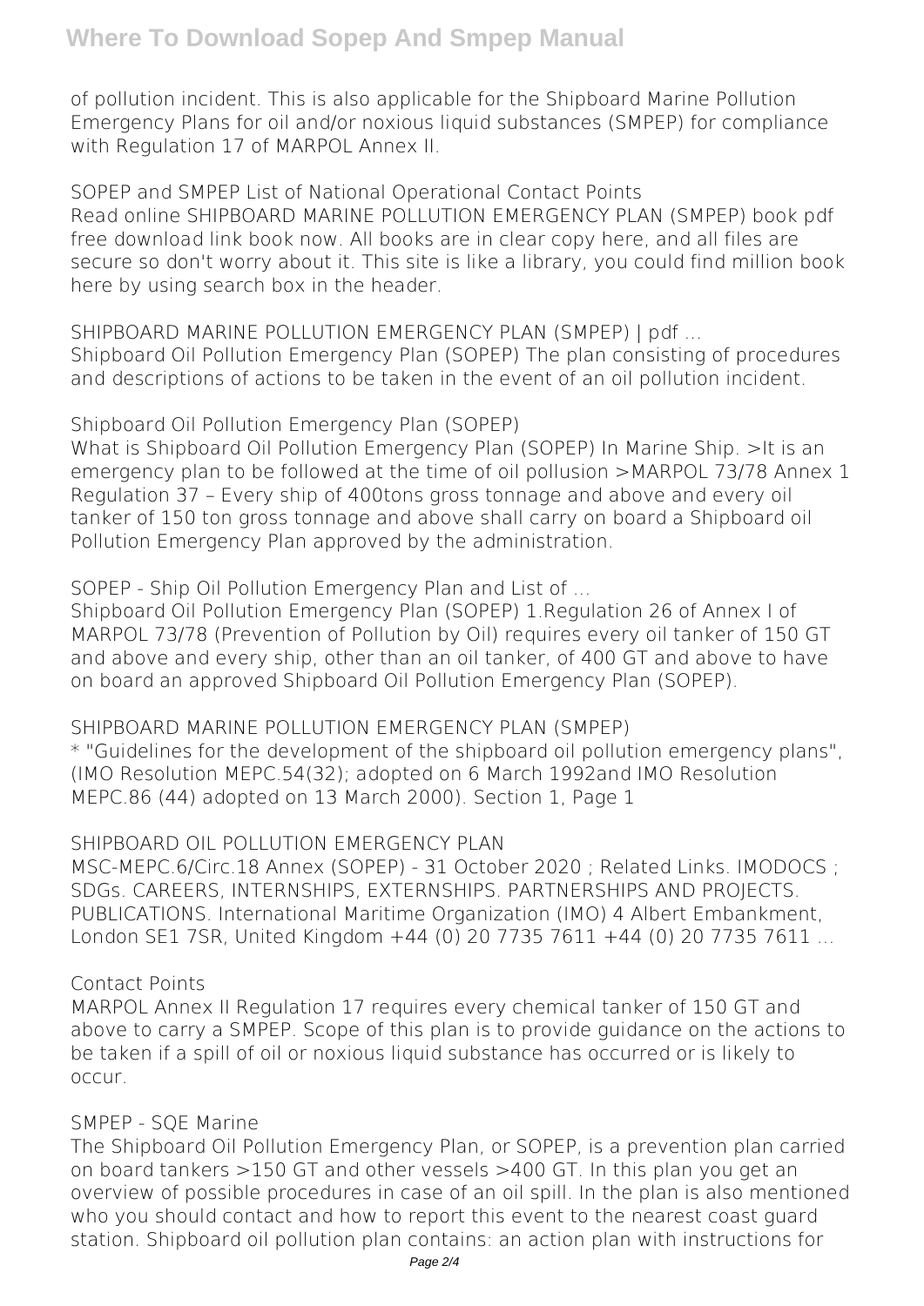of pollution incident. This is also applicable for the Shipboard Marine Pollution Emergency Plans for oil and/or noxious liquid substances (SMPEP) for compliance with Regulation 17 of MARPOL Annex II.

**SOPEP and SMPEP List of National Operational Contact Points**
Read online SHIPBOARD MARINE POLLUTION EMERGENCY PLAN (SMPEP) book pdf free download link book now. All books are in clear copy here, and all files are secure so don't worry about it. This site is like a library, you could find million book here by using search box in the header.

**SHIPBOARD MARINE POLLUTION EMERGENCY PLAN (SMPEP) | pdf ...**
Shipboard Oil Pollution Emergency Plan (SOPEP) The plan consisting of procedures and descriptions of actions to be taken in the event of an oil pollution incident.

**Shipboard Oil Pollution Emergency Plan (SOPEP)**
What is Shipboard Oil Pollution Emergency Plan (SOPEP) In Marine Ship. >It is an emergency plan to be followed at the time of oil pollusion >MARPOL 73/78 Annex 1 Regulation 37 – Every ship of 400tons gross tonnage and above and every oil tanker of 150 ton gross tonnage and above shall carry on board a Shipboard oil Pollution Emergency Plan approved by the administration.

**SOPEP - Ship Oil Pollution Emergency Plan and List of ...**
Shipboard Oil Pollution Emergency Plan (SOPEP) 1.Regulation 26 of Annex I of MARPOL 73/78 (Prevention of Pollution by Oil) requires every oil tanker of 150 GT and above and every ship, other than an oil tanker, of 400 GT and above to have on board an approved Shipboard Oil Pollution Emergency Plan (SOPEP).

**SHIPBOARD MARINE POLLUTION EMERGENCY PLAN (SMPEP)**
* "Guidelines for the development of the shipboard oil pollution emergency plans", (IMO Resolution MEPC.54(32); adopted on 6 March 1992and IMO Resolution MEPC.86 (44) adopted on 13 March 2000). Section 1, Page 1

**SHIPBOARD OIL POLLUTION EMERGENCY PLAN**
MSC-MEPC.6/Circ.18 Annex (SOPEP) - 31 October 2020 ; Related Links. IMODOCS ; SDGs. CAREERS, INTERNSHIPS, EXTERNSHIPS. PARTNERSHIPS AND PROJECTS. PUBLICATIONS. International Maritime Organization (IMO) 4 Albert Embankment, London SE1 7SR, United Kingdom +44 (0) 20 7735 7611 +44 (0) 20 7735 7611 ...

**Contact Points**
MARPOL Annex II Regulation 17 requires every chemical tanker of 150 GT and above to carry a SMPEP. Scope of this plan is to provide guidance on the actions to be taken if a spill of oil or noxious liquid substance has occurred or is likely to occur.

**SMPEP - SQE Marine**
The Shipboard Oil Pollution Emergency Plan, or SOPEP, is a prevention plan carried on board tankers >150 GT and other vessels >400 GT. In this plan you get an overview of possible procedures in case of an oil spill. In the plan is also mentioned who you should contact and how to report this event to the nearest coast guard station. Shipboard oil pollution plan contains: an action plan with instructions for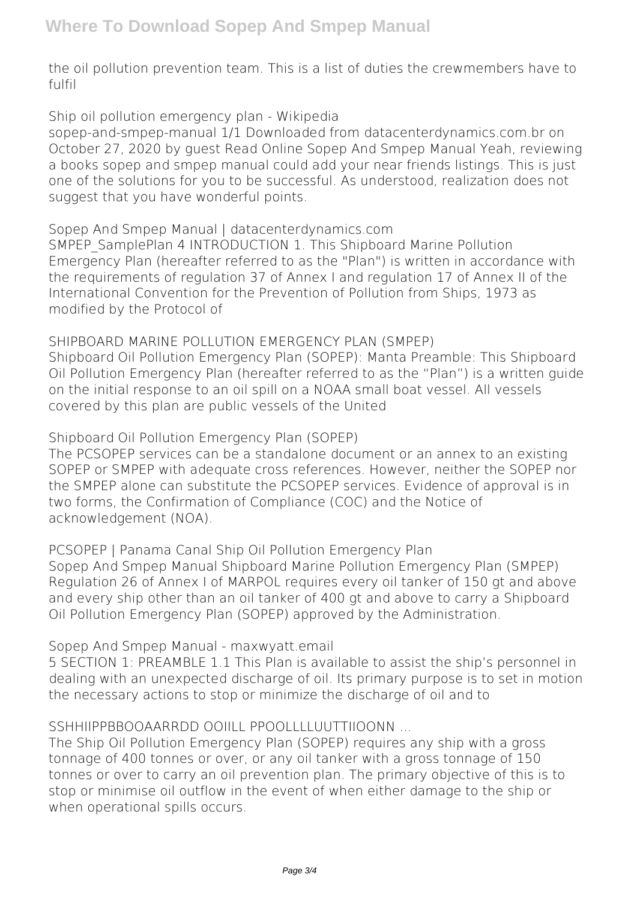the oil pollution prevention team. This is a list of duties the crewmembers have to fulfil

Ship oil pollution emergency plan - Wikipedia

sopep-and-smpep-manual 1/1 Downloaded from datacenterdynamics.com.br on October 27, 2020 by guest Read Online Sopep And Smpep Manual Yeah, reviewing a books sopep and smpep manual could add your near friends listings. This is just one of the solutions for you to be successful. As understood, realization does not suggest that you have wonderful points.

Sopep And Smpep Manual | datacenterdynamics.com

SMPEP_SamplePlan 4 INTRODUCTION 1. This Shipboard Marine Pollution Emergency Plan (hereafter referred to as the "Plan") is written in accordance with the requirements of regulation 37 of Annex I and regulation 17 of Annex II of the International Convention for the Prevention of Pollution from Ships, 1973 as modified by the Protocol of

SHIPBOARD MARINE POLLUTION EMERGENCY PLAN (SMPEP)

Shipboard Oil Pollution Emergency Plan (SOPEP): Manta Preamble: This Shipboard Oil Pollution Emergency Plan (hereafter referred to as the "Plan") is a written guide on the initial response to an oil spill on a NOAA small boat vessel. All vessels covered by this plan are public vessels of the United

Shipboard Oil Pollution Emergency Plan (SOPEP)

The PCSOPEP services can be a standalone document or an annex to an existing SOPEP or SMPEP with adequate cross references. However, neither the SOPEP nor the SMPEP alone can substitute the PCSOPEP services. Evidence of approval is in two forms, the Confirmation of Compliance (COC) and the Notice of acknowledgement (NOA).

PCSOPEP | Panama Canal Ship Oil Pollution Emergency Plan

Sopep And Smpep Manual Shipboard Marine Pollution Emergency Plan (SMPEP) Regulation 26 of Annex I of MARPOL requires every oil tanker of 150 gt and above and every ship other than an oil tanker of 400 gt and above to carry a Shipboard Oil Pollution Emergency Plan (SOPEP) approved by the Administration.

Sopep And Smpep Manual - maxwyatt.email

5 SECTION 1: PREAMBLE 1.1 This Plan is available to assist the ship's personnel in dealing with an unexpected discharge of oil. Its primary purpose is to set in motion the necessary actions to stop or minimize the discharge of oil and to

SSHHIIPPBBOOAARRDD OOIILL PPOOLLLLUUTTIIOONN ...

The Ship Oil Pollution Emergency Plan (SOPEP) requires any ship with a gross tonnage of 400 tonnes or over, or any oil tanker with a gross tonnage of 150 tonnes or over to carry an oil prevention plan. The primary objective of this is to stop or minimise oil outflow in the event of when either damage to the ship or when operational spills occurs.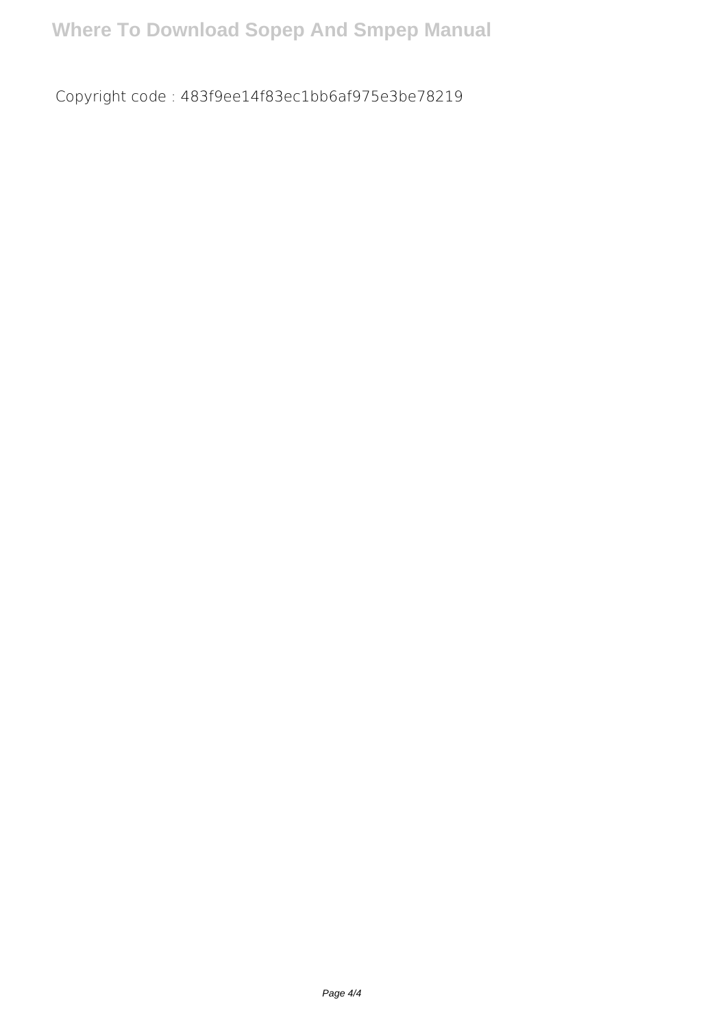Copyright code : 483f9ee14f83ec1bb6af975e3be78219